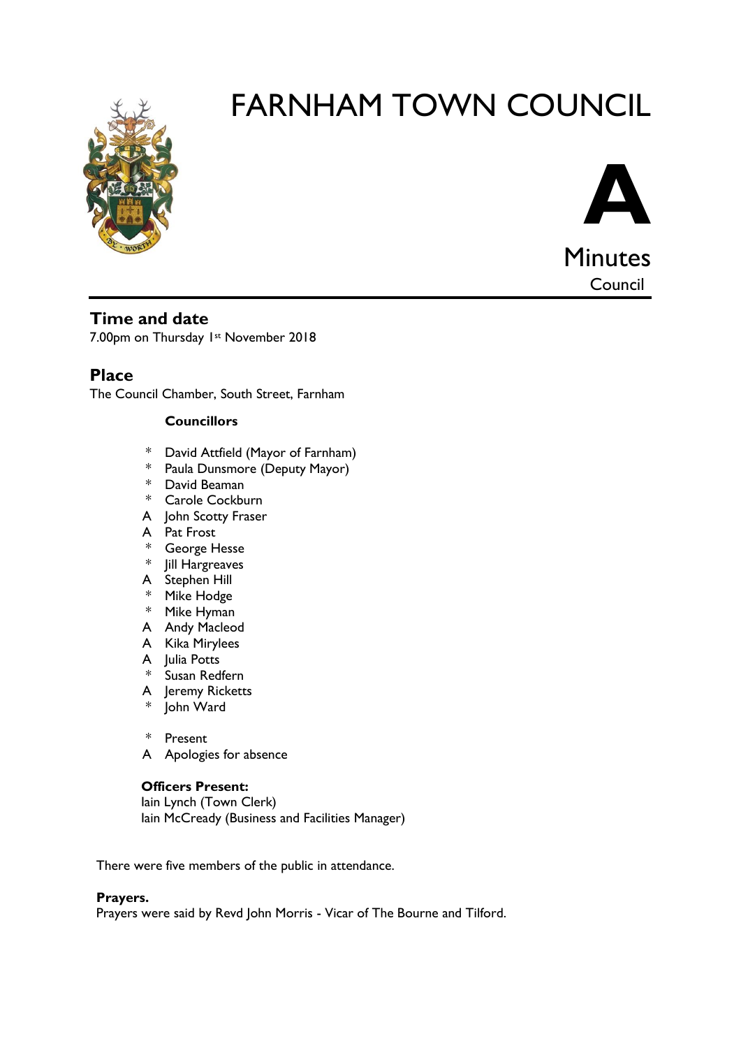# FARNHAM TOWN COUNCIL

**A**

Minutes

Council

## Time and date

7.00pm on Thursday 1st November 2018

## Place

The Council Chamber, South Street, Farnham

**Councillors**

- \* David Attfield (Mayor of Farnham)
- \* Paula Dunsmore (Deputy Mayor)
- \* David Beaman
- \* Carole Cockburn
- A John Scotty Fraser
- A Pat Frost
- \* George Hesse
- \* Jill Hargreaves
- A Stephen Hill
- \* Mike Hodge
- \* Mike Hyman
- A Andy Macleod
- A Kika Mirylees
- A Julia Potts
- \* Susan Redfern
- A Jeremy Ricketts
- \* John Ward

\* Present
A Apologies for absence

**Officers Present:**
Iain Lynch (Town Clerk)
Iain McCready (Business and Facilities Manager)

There were five members of the public in attendance.

**Prayers.**
Prayers were said by Revd John Morris - Vicar of The Bourne and Tilford.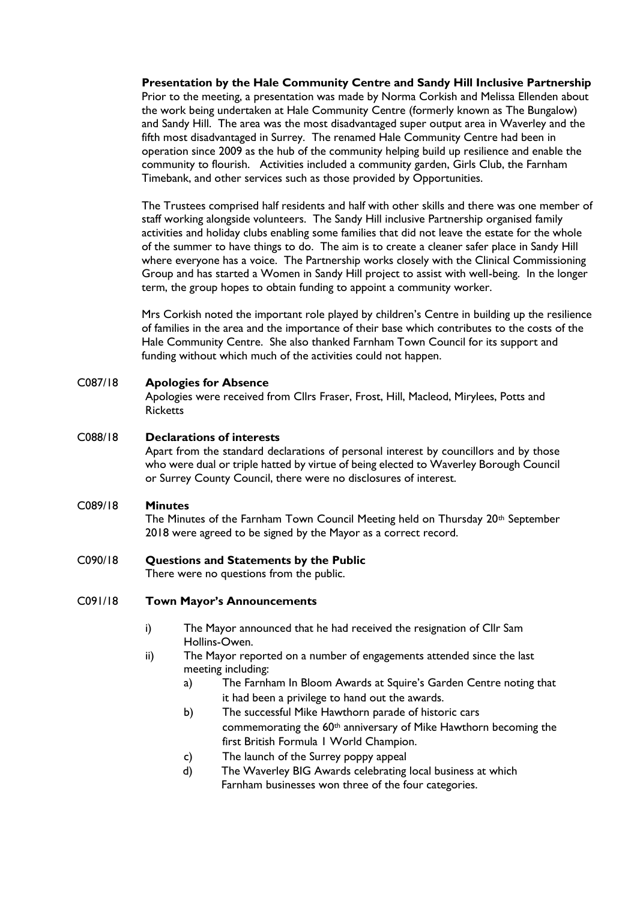**Presentation by the Hale Community Centre and Sandy Hill Inclusive Partnership**

Prior to the meeting, a presentation was made by Norma Corkish and Melissa Ellenden about the work being undertaken at Hale Community Centre (formerly known as The Bungalow) and Sandy Hill. The area was the most disadvantaged super output area in Waverley and the fifth most disadvantaged in Surrey. The renamed Hale Community Centre had been in operation since 2009 as the hub of the community helping build up resilience and enable the community to flourish. Activities included a community garden, Girls Club, the Farnham Timebank, and other services such as those provided by Opportunities.

The Trustees comprised half residents and half with other skills and there was one member of staff working alongside volunteers. The Sandy Hill inclusive Partnership organised family activities and holiday clubs enabling some families that did not leave the estate for the whole of the summer to have things to do. The aim is to create a cleaner safer place in Sandy Hill where everyone has a voice. The Partnership works closely with the Clinical Commissioning Group and has started a Women in Sandy Hill project to assist with well-being. In the longer term, the group hopes to obtain funding to appoint a community worker.

Mrs Corkish noted the important role played by children's Centre in building up the resilience of families in the area and the importance of their base which contributes to the costs of the Hale Community Centre. She also thanked Farnham Town Council for its support and funding without which much of the activities could not happen.

**C087/18 Apologies for Absence**

Apologies were received from Cllrs Fraser, Frost, Hill, Macleod, Mirylees, Potts and Ricketts

**C088/18 Declarations of interests**

Apart from the standard declarations of personal interest by councillors and by those who were dual or triple hatted by virtue of being elected to Waverley Borough Council or Surrey County Council, there were no disclosures of interest.

**C089/18 Minutes**

The Minutes of the Farnham Town Council Meeting held on Thursday 20th September 2018 were agreed to be signed by the Mayor as a correct record.

**C090/18 Questions and Statements by the Public**

There were no questions from the public.

**C091/18 Town Mayor's Announcements**

i) The Mayor announced that he had received the resignation of Cllr Sam Hollins-Owen.

ii) The Mayor reported on a number of engagements attended since the last meeting including:

   a) The Farnham In Bloom Awards at Squire's Garden Centre noting that it had been a privilege to hand out the awards.

   b) The successful Mike Hawthorn parade of historic cars commemorating the 60th anniversary of Mike Hawthorn becoming the first British Formula 1 World Champion.

   c) The launch of the Surrey poppy appeal

   d) The Waverley BIG Awards celebrating local business at which Farnham businesses won three of the four categories.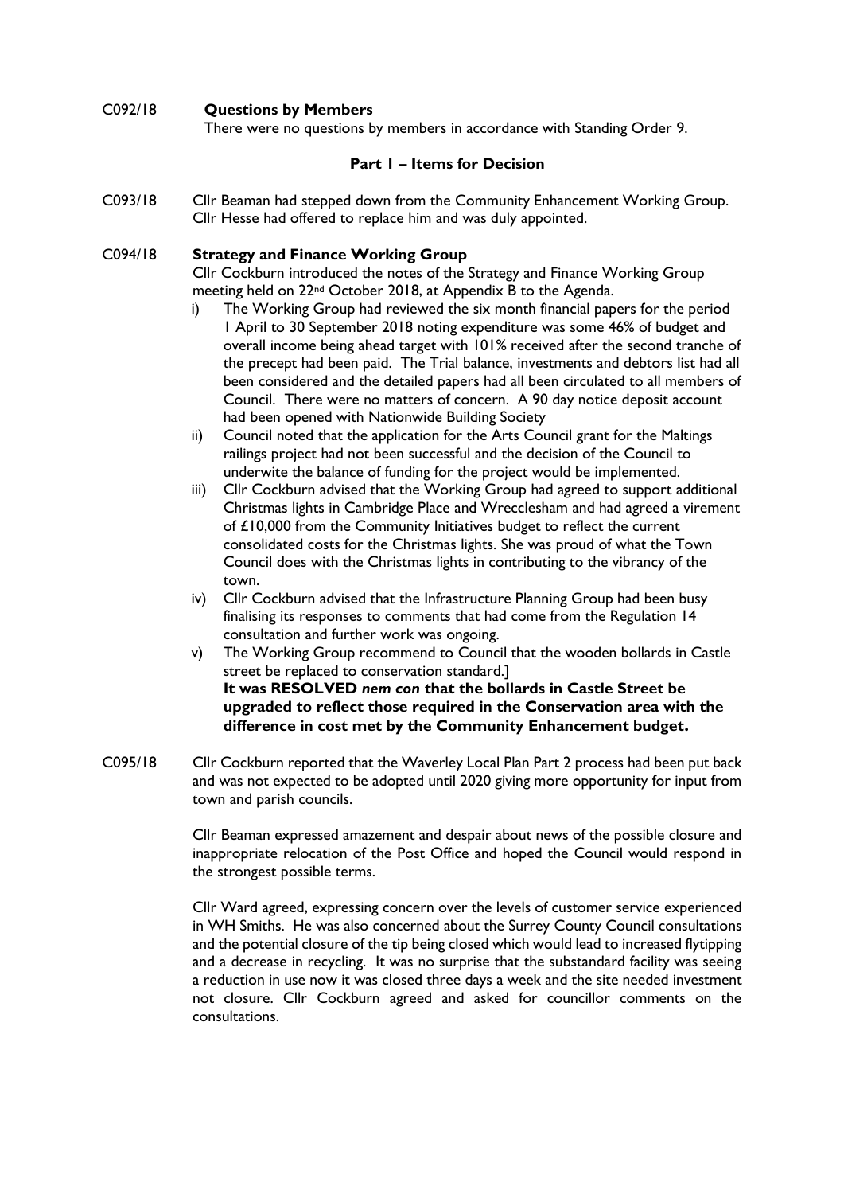C092/18 **Questions by Members**

There were no questions by members in accordance with Standing Order 9.

**Part 1 – Items for Decision**

C093/18 Cllr Beaman had stepped down from the Community Enhancement Working Group. Cllr Hesse had offered to replace him and was duly appointed.

C094/18 **Strategy and Finance Working Group**

Cllr Cockburn introduced the notes of the Strategy and Finance Working Group meeting held on 22nd October 2018, at Appendix B to the Agenda.

i) The Working Group had reviewed the six month financial papers for the period 1 April to 30 September 2018 noting expenditure was some 46% of budget and overall income being ahead target with 101% received after the second tranche of the precept had been paid. The Trial balance, investments and debtors list had all been considered and the detailed papers had all been circulated to all members of Council. There were no matters of concern. A 90 day notice deposit account had been opened with Nationwide Building Society

ii) Council noted that the application for the Arts Council grant for the Maltings railings project had not been successful and the decision of the Council to underwite the balance of funding for the project would be implemented.

iii) Cllr Cockburn advised that the Working Group had agreed to support additional Christmas lights in Cambridge Place and Wrecclesham and had agreed a virement of £10,000 from the Community Initiatives budget to reflect the current consolidated costs for the Christmas lights. She was proud of what the Town Council does with the Christmas lights in contributing to the vibrancy of the town.

iv) Cllr Cockburn advised that the Infrastructure Planning Group had been busy finalising its responses to comments that had come from the Regulation 14 consultation and further work was ongoing.

v) The Working Group recommend to Council that the wooden bollards in Castle street be replaced to conservation standard.]

**It was RESOLVED *nem con* that the bollards in Castle Street be upgraded to reflect those required in the Conservation area with the difference in cost met by the Community Enhancement budget.**

C095/18 Cllr Cockburn reported that the Waverley Local Plan Part 2 process had been put back and was not expected to be adopted until 2020 giving more opportunity for input from town and parish councils.

Cllr Beaman expressed amazement and despair about news of the possible closure and inappropriate relocation of the Post Office and hoped the Council would respond in the strongest possible terms.

Cllr Ward agreed, expressing concern over the levels of customer service experienced in WH Smiths. He was also concerned about the Surrey County Council consultations and the potential closure of the tip being closed which would lead to increased flytipping and a decrease in recycling. It was no surprise that the substandard facility was seeing a reduction in use now it was closed three days a week and the site needed investment not closure. Cllr Cockburn agreed and asked for councillor comments on the consultations.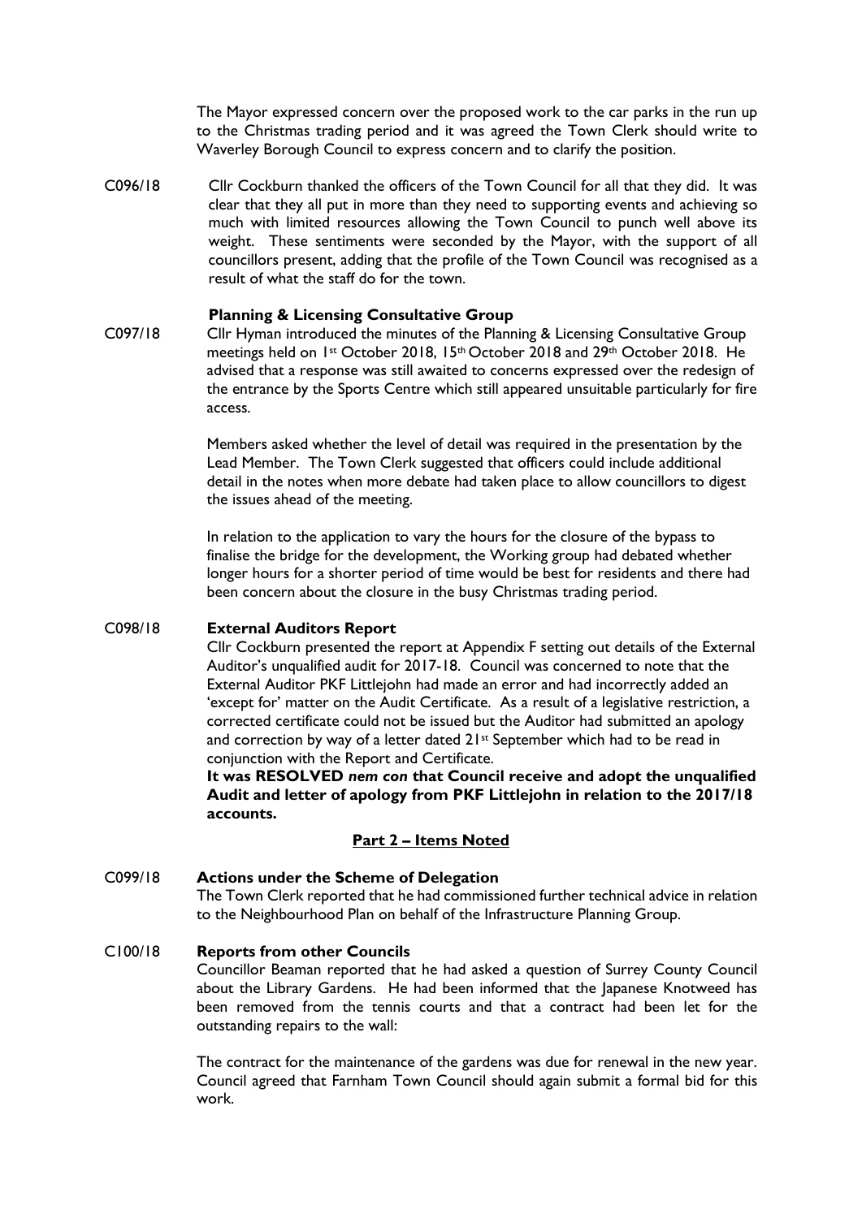The Mayor expressed concern over the proposed work to the car parks in the run up to the Christmas trading period and it was agreed the Town Clerk should write to Waverley Borough Council to express concern and to clarify the position.

C096/18 Cllr Cockburn thanked the officers of the Town Council for all that they did. It was clear that they all put in more than they need to supporting events and achieving so much with limited resources allowing the Town Council to punch well above its weight. These sentiments were seconded by the Mayor, with the support of all councillors present, adding that the profile of the Town Council was recognised as a result of what the staff do for the town.

**Planning & Licensing Consultative Group**

C097/18 Cllr Hyman introduced the minutes of the Planning & Licensing Consultative Group meetings held on 1st October 2018, 15th October 2018 and 29th October 2018. He advised that a response was still awaited to concerns expressed over the redesign of the entrance by the Sports Centre which still appeared unsuitable particularly for fire access.

Members asked whether the level of detail was required in the presentation by the Lead Member. The Town Clerk suggested that officers could include additional detail in the notes when more debate had taken place to allow councillors to digest the issues ahead of the meeting.

In relation to the application to vary the hours for the closure of the bypass to finalise the bridge for the development, the Working group had debated whether longer hours for a shorter period of time would be best for residents and there had been concern about the closure in the busy Christmas trading period.

C098/18 **External Auditors Report**

Cllr Cockburn presented the report at Appendix F setting out details of the External Auditor's unqualified audit for 2017-18. Council was concerned to note that the External Auditor PKF Littlejohn had made an error and had incorrectly added an 'except for' matter on the Audit Certificate. As a result of a legislative restriction, a corrected certificate could not be issued but the Auditor had submitted an apology and correction by way of a letter dated 21st September which had to be read in conjunction with the Report and Certificate.

**It was RESOLVED *nem con* that Council receive and adopt the unqualified Audit and letter of apology from PKF Littlejohn in relation to the 2017/18 accounts.**

## Part 2 – Items Noted

C099/18 **Actions under the Scheme of Delegation**

The Town Clerk reported that he had commissioned further technical advice in relation to the Neighbourhood Plan on behalf of the Infrastructure Planning Group.

C100/18 **Reports from other Councils**

Councillor Beaman reported that he had asked a question of Surrey County Council about the Library Gardens. He had been informed that the Japanese Knotweed has been removed from the tennis courts and that a contract had been let for the outstanding repairs to the wall:

The contract for the maintenance of the gardens was due for renewal in the new year. Council agreed that Farnham Town Council should again submit a formal bid for this work.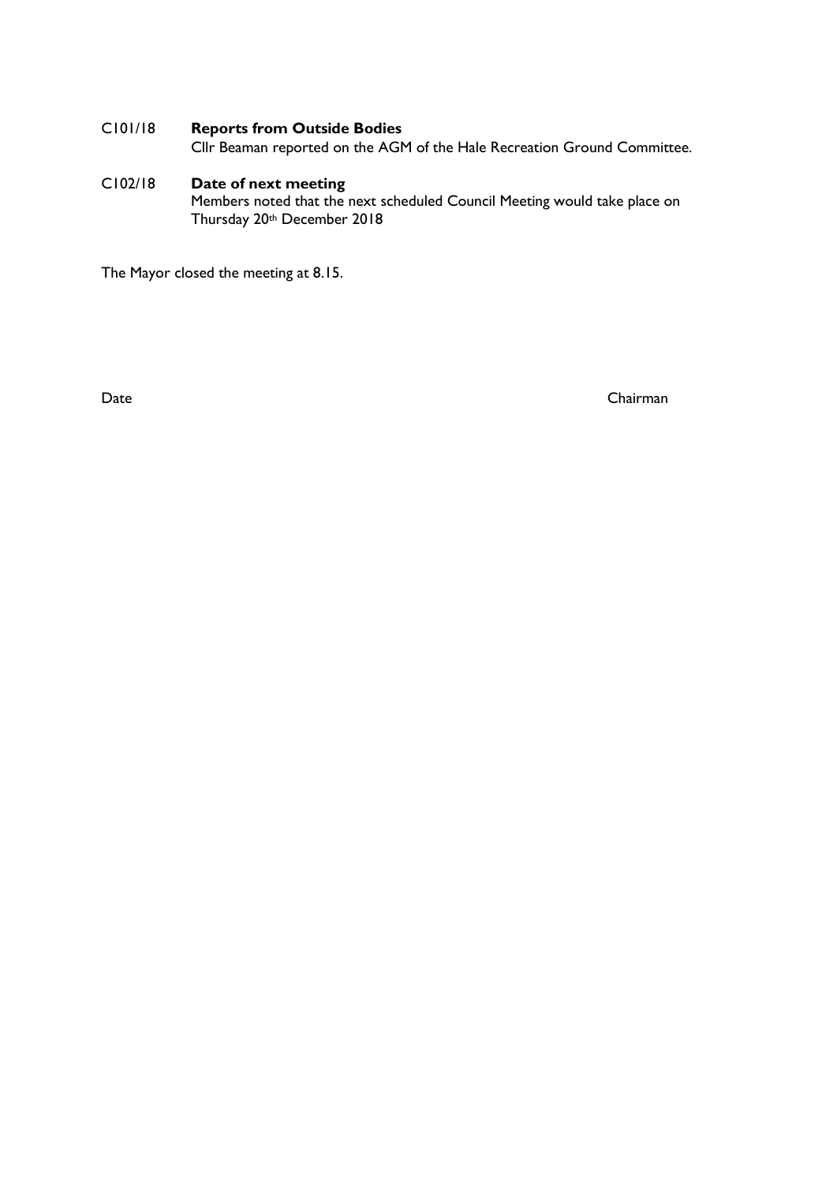C101/18 **Reports from Outside Bodies**

Cllr Beaman reported on the AGM of the Hale Recreation Ground Committee.

C102/18 **Date of next meeting**

Members noted that the next scheduled Council Meeting would take place on Thursday 20th December 2018

The Mayor closed the meeting at 8.15.

Date Chairman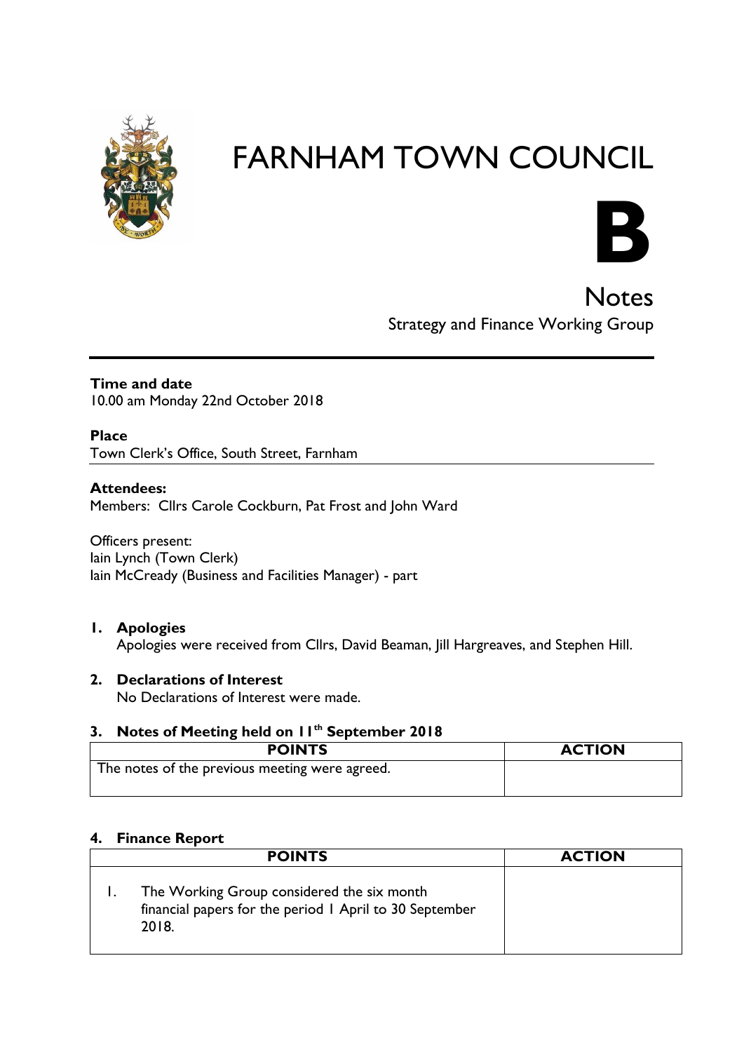# FARNHAM TOWN COUNCIL

# B

## Notes

Strategy and Finance Working Group

**Time and date**
10.00 am Monday 22nd October 2018

**Place**
Town Clerk's Office, South Street, Farnham

**Attendees:**
Members: Cllrs Carole Cockburn, Pat Frost and John Ward

Officers present:
Iain Lynch (Town Clerk)
Iain McCready (Business and Facilities Manager) - part

**1. Apologies**
Apologies were received from Cllrs, David Beaman, Jill Hargreaves, and Stephen Hill.

**2. Declarations of Interest**
No Declarations of Interest were made.

**3. Notes of Meeting held on 11th September 2018**

| POINTS | ACTION |
|---|---|
| The notes of the previous meeting were agreed. | |

**4. Finance Report**

| POINTS | ACTION |
|---|---|
| 1. The Working Group considered the six month financial papers for the period 1 April to 30 September 2018. | |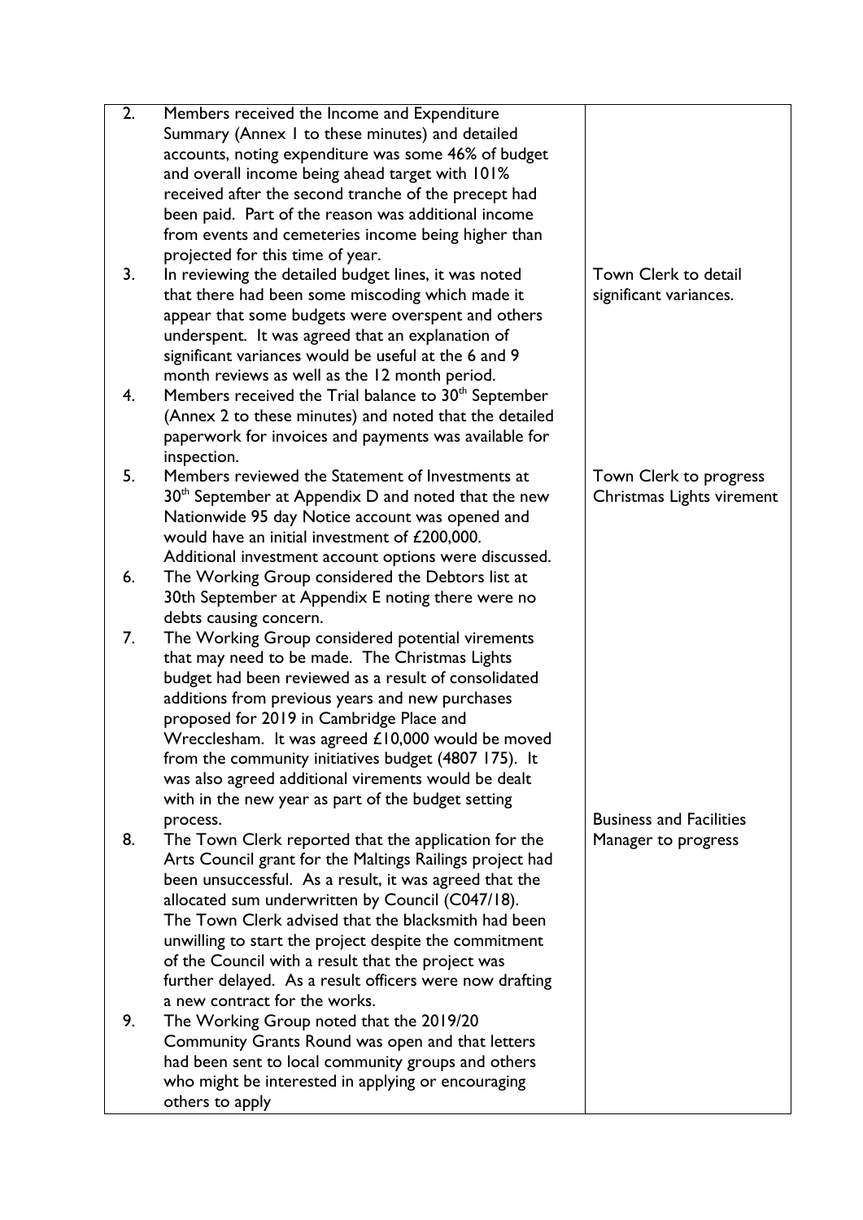| | | |
|---|---|---|
| 2. | Members received the Income and Expenditure Summary (Annex 1 to these minutes) and detailed accounts, noting expenditure was some 46% of budget and overall income being ahead target with 101% received after the second tranche of the precept had been paid. Part of the reason was additional income from events and cemeteries income being higher than projected for this time of year. | |
| 3. | In reviewing the detailed budget lines, it was noted that there had been some miscoding which made it appear that some budgets were overspent and others underspent. It was agreed that an explanation of significant variances would be useful at the 6 and 9 month reviews as well as the 12 month period. | Town Clerk to detail significant variances. |
| 4. | Members received the Trial balance to 30th September (Annex 2 to these minutes) and noted that the detailed paperwork for invoices and payments was available for inspection. | |
| 5. | Members reviewed the Statement of Investments at 30th September at Appendix D and noted that the new Nationwide 95 day Notice account was opened and would have an initial investment of £200,000. Additional investment account options were discussed. | Town Clerk to progress Christmas Lights virement |
| 6. | The Working Group considered the Debtors list at 30th September at Appendix E noting there were no debts causing concern. | |
| 7. | The Working Group considered potential virements that may need to be made. The Christmas Lights budget had been reviewed as a result of consolidated additions from previous years and new purchases proposed for 2019 in Cambridge Place and Wrecclesham. It was agreed £10,000 would be moved from the community initiatives budget (4807 175). It was also agreed additional virements would be dealt with in the new year as part of the budget setting process. | Business and Facilities Manager to progress |
| 8. | The Town Clerk reported that the application for the Arts Council grant for the Maltings Railings project had been unsuccessful. As a result, it was agreed that the allocated sum underwritten by Council (C047/18). The Town Clerk advised that the blacksmith had been unwilling to start the project despite the commitment of the Council with a result that the project was further delayed. As a result officers were now drafting a new contract for the works. | |
| 9. | The Working Group noted that the 2019/20 Community Grants Round was open and that letters had been sent to local community groups and others who might be interested in applying or encouraging others to apply | |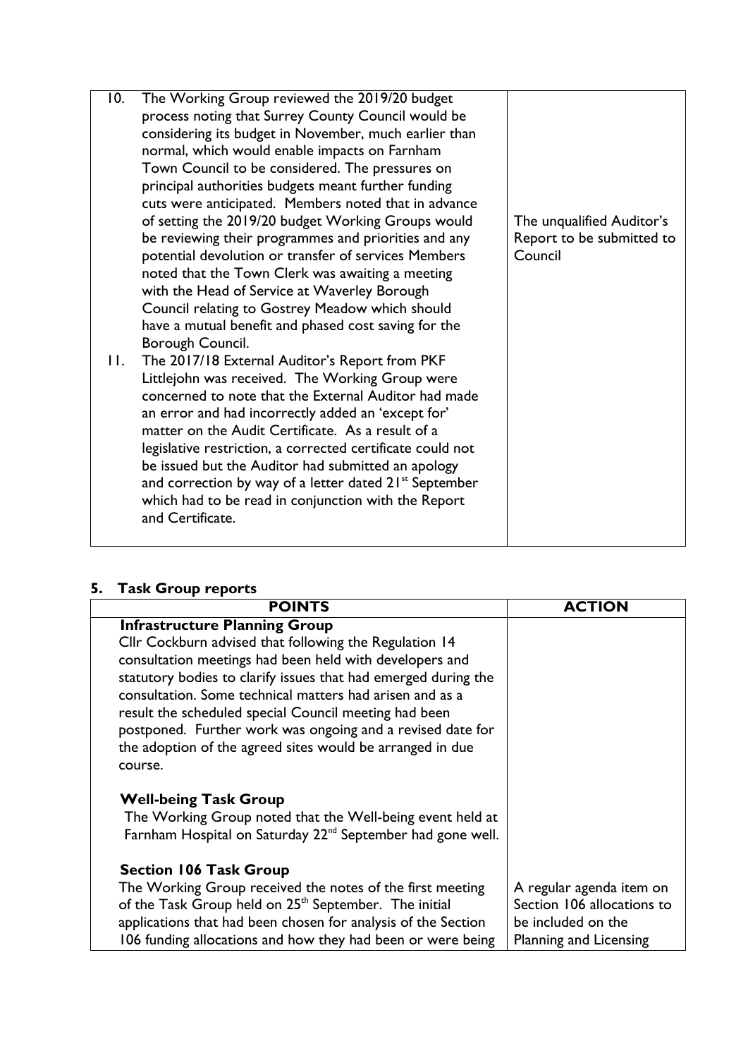| | |
|---|---|
| 10. The Working Group reviewed the 2019/20 budget process noting that Surrey County Council would be considering its budget in November, much earlier than normal, which would enable impacts on Farnham Town Council to be considered. The pressures on principal authorities budgets meant further funding cuts were anticipated. Members noted that in advance of setting the 2019/20 budget Working Groups would be reviewing their programmes and priorities and any potential devolution or transfer of services Members noted that the Town Clerk was awaiting a meeting with the Head of Service at Waverley Borough Council relating to Gostrey Meadow which should have a mutual benefit and phased cost saving for the Borough Council.<br>11. The 2017/18 External Auditor's Report from PKF Littlejohn was received. The Working Group were concerned to note that the External Auditor had made an error and had incorrectly added an 'except for' matter on the Audit Certificate. As a result of a legislative restriction, a corrected certificate could not be issued but the Auditor had submitted an apology and correction by way of a letter dated 21st September which had to be read in conjunction with the Report and Certificate. | The unqualified Auditor's Report to be submitted to Council |

## 5. Task Group reports

| POINTS | ACTION |
|---|---|
| **Infrastructure Planning Group**<br>Cllr Cockburn advised that following the Regulation 14 consultation meetings had been held with developers and statutory bodies to clarify issues that had emerged during the consultation. Some technical matters had arisen and as a result the scheduled special Council meeting had been postponed. Further work was ongoing and a revised date for the adoption of the agreed sites would be arranged in due course.<br><br>**Well-being Task Group**<br>The Working Group noted that the Well-being event held at Farnham Hospital on Saturday 22nd September had gone well.<br><br>**Section 106 Task Group**<br>The Working Group received the notes of the first meeting of the Task Group held on 25th September. The initial applications that had been chosen for analysis of the Section 106 funding allocations and how they had been or were being | <br><br><br><br><br><br><br><br><br><br><br><br>A regular agenda item on Section 106 allocations to be included on the Planning and Licensing |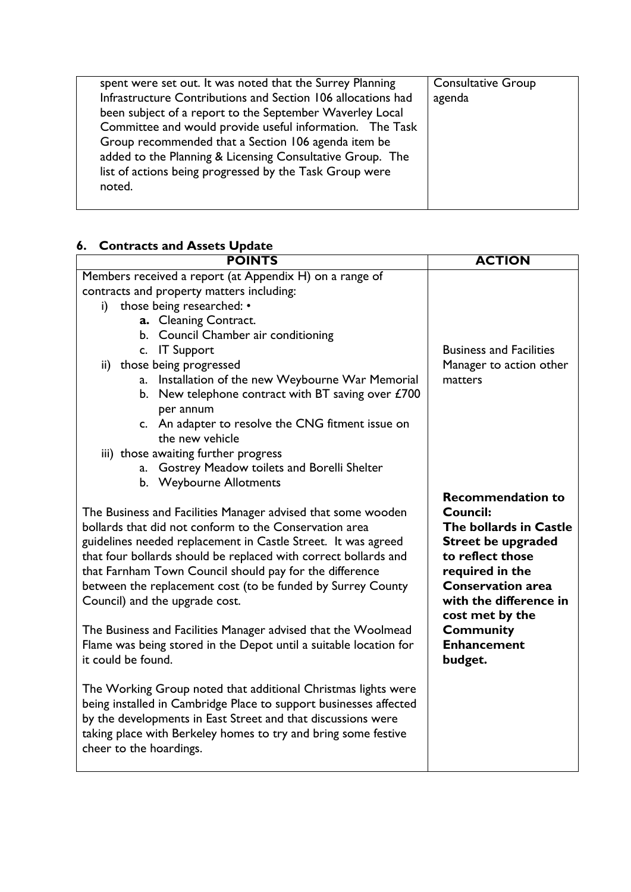| | |
|---|---|
| spent were set out. It was noted that the Surrey Planning Infrastructure Contributions and Section 106 allocations had been subject of a report to the September Waverley Local Committee and would provide useful information. The Task Group recommended that a Section 106 agenda item be added to the Planning & Licensing Consultative Group. The list of actions being progressed by the Task Group were noted. | Consultative Group agenda |

## 6. Contracts and Assets Update

| POINTS | ACTION |
|---|---|
| Members received a report (at Appendix H) on a range of contracts and property matters including:<br>i) those being researched: •<br>&nbsp;&nbsp;&nbsp;&nbsp;**a.** Cleaning Contract.<br>&nbsp;&nbsp;&nbsp;&nbsp;b. Council Chamber air conditioning<br>&nbsp;&nbsp;&nbsp;&nbsp;c. IT Support<br>ii) those being progressed<br>&nbsp;&nbsp;&nbsp;&nbsp;a. Installation of the new Weybourne War Memorial<br>&nbsp;&nbsp;&nbsp;&nbsp;b. New telephone contract with BT saving over £700 per annum<br>&nbsp;&nbsp;&nbsp;&nbsp;c. An adapter to resolve the CNG fitment issue on the new vehicle<br>iii) those awaiting further progress<br>&nbsp;&nbsp;&nbsp;&nbsp;a. Gostrey Meadow toilets and Borelli Shelter<br>&nbsp;&nbsp;&nbsp;&nbsp;b. Weybourne Allotments | Business and Facilities Manager to action other matters |
| The Business and Facilities Manager advised that some wooden bollards that did not conform to the Conservation area guidelines needed replacement in Castle Street. It was agreed that four bollards should be replaced with correct bollards and that Farnham Town Council should pay for the difference between the replacement cost (to be funded by Surrey County Council) and the upgrade cost.<br><br>The Business and Facilities Manager advised that the Woolmead Flame was being stored in the Depot until a suitable location for it could be found.<br><br>The Working Group noted that additional Christmas lights were being installed in Cambridge Place to support businesses affected by the developments in East Street and that discussions were taking place with Berkeley homes to try and bring some festive cheer to the hoardings. | **Recommendation to Council:**<br>**The bollards in Castle Street be upgraded to reflect those required in the Conservation area with the difference in cost met by the Community Enhancement budget.** |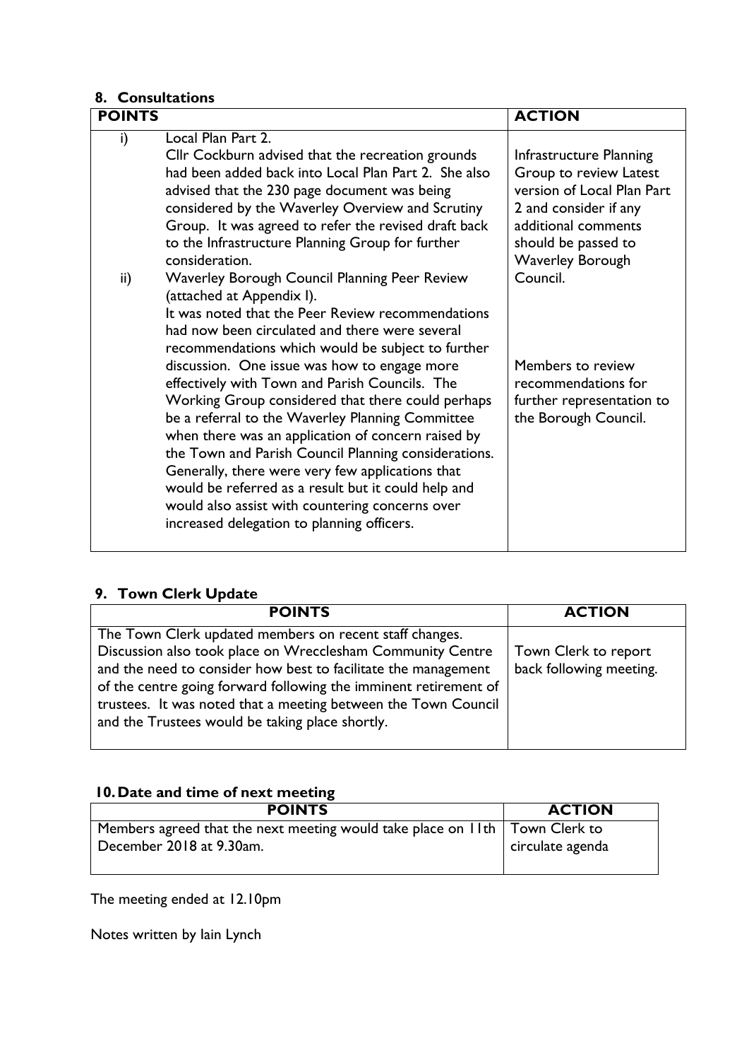## 8. Consultations

| POINTS | | ACTION |
|---|---|---|
| i) | Local Plan Part 2. Cllr Cockburn advised that the recreation grounds had been added back into Local Plan Part 2. She also advised that the 230 page document was being considered by the Waverley Overview and Scrutiny Group. It was agreed to refer the revised draft back to the Infrastructure Planning Group for further consideration. | Infrastructure Planning Group to review Latest version of Local Plan Part 2 and consider if any additional comments should be passed to Waverley Borough Council. |
| ii) | Waverley Borough Council Planning Peer Review (attached at Appendix I). It was noted that the Peer Review recommendations had now been circulated and there were several recommendations which would be subject to further discussion. One issue was how to engage more effectively with Town and Parish Councils. The Working Group considered that there could perhaps be a referral to the Waverley Planning Committee when there was an application of concern raised by the Town and Parish Council Planning considerations. Generally, there were very few applications that would be referred as a result but it could help and would also assist with countering concerns over increased delegation to planning officers. | Members to review recommendations for further representation to the Borough Council. |

## 9. Town Clerk Update

| POINTS | ACTION |
|---|---|
| The Town Clerk updated members on recent staff changes. Discussion also took place on Wrecclesham Community Centre and the need to consider how best to facilitate the management of the centre going forward following the imminent retirement of trustees. It was noted that a meeting between the Town Council and the Trustees would be taking place shortly. | Town Clerk to report back following meeting. |

## 10. Date and time of next meeting

| POINTS | ACTION |
|---|---|
| Members agreed that the next meeting would take place on 11th December 2018 at 9.30am. | Town Clerk to circulate agenda |

The meeting ended at 12.10pm

Notes written by Iain Lynch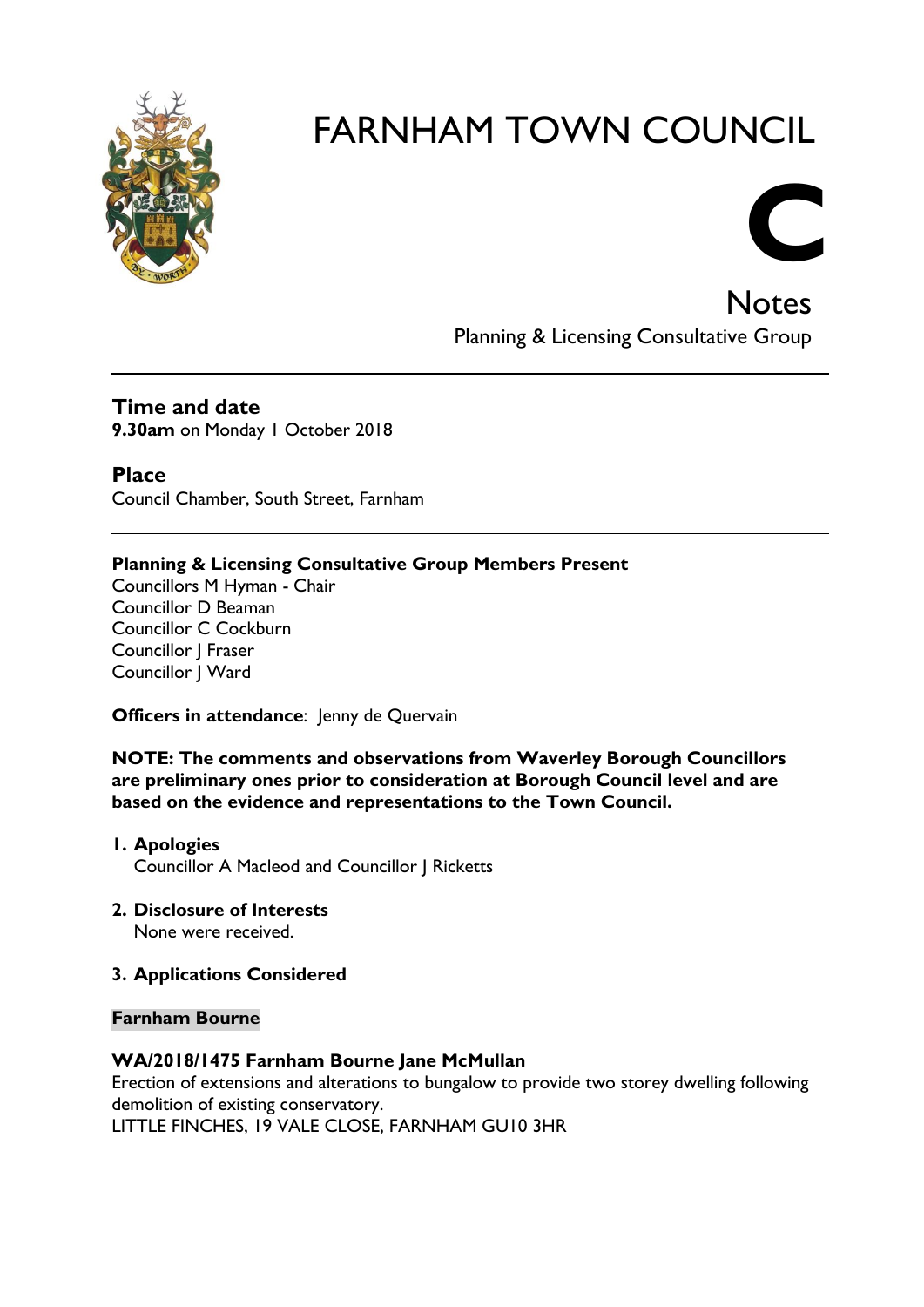# FARNHAM TOWN COUNCIL

**C**

## Notes

Planning & Licensing Consultative Group

---

### Time and date

**9.30am** on Monday 1 October 2018

### Place

Council Chamber, South Street, Farnham

---

**Planning & Licensing Consultative Group Members Present**

Councillors M Hyman - Chair
Councillor D Beaman
Councillor C Cockburn
Councillor J Fraser
Councillor J Ward

**Officers in attendance**: Jenny de Quervain

**NOTE: The comments and observations from Waverley Borough Councillors are preliminary ones prior to consideration at Borough Council level and are based on the evidence and representations to the Town Council.**

1. **Apologies**
   Councillor A Macleod and Councillor J Ricketts

2. **Disclosure of Interests**
   None were received.

3. **Applications Considered**

**Farnham Bourne**

**WA/2018/1475 Farnham Bourne Jane McMullan**
Erection of extensions and alterations to bungalow to provide two storey dwelling following demolition of existing conservatory.
LITTLE FINCHES, 19 VALE CLOSE, FARNHAM GU10 3HR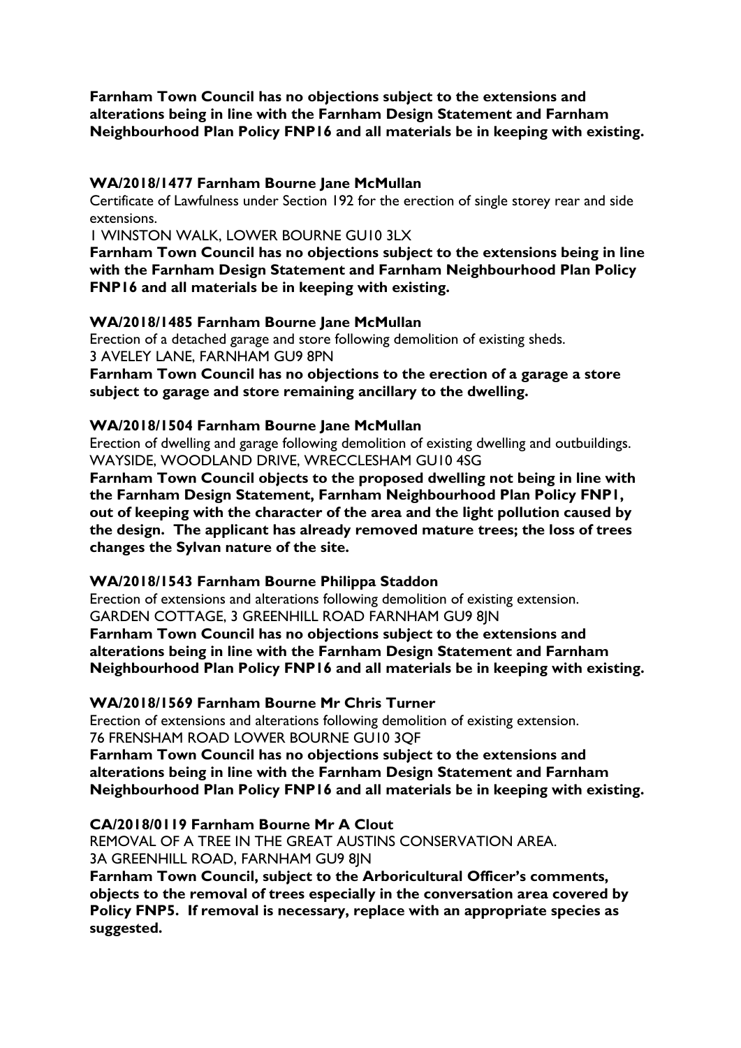**Farnham Town Council has no objections subject to the extensions and alterations being in line with the Farnham Design Statement and Farnham Neighbourhood Plan Policy FNP16 and all materials be in keeping with existing.**

**WA/2018/1477 Farnham Bourne Jane McMullan**

Certificate of Lawfulness under Section 192 for the erection of single storey rear and side extensions.

1 WINSTON WALK, LOWER BOURNE GU10 3LX

**Farnham Town Council has no objections subject to the extensions being in line with the Farnham Design Statement and Farnham Neighbourhood Plan Policy FNP16 and all materials be in keeping with existing.**

**WA/2018/1485 Farnham Bourne Jane McMullan**

Erection of a detached garage and store following demolition of existing sheds.

3 AVELEY LANE, FARNHAM GU9 8PN

**Farnham Town Council has no objections to the erection of a garage a store subject to garage and store remaining ancillary to the dwelling.**

**WA/2018/1504 Farnham Bourne Jane McMullan**

Erection of dwelling and garage following demolition of existing dwelling and outbuildings.

WAYSIDE, WOODLAND DRIVE, WRECCLESHAM GU10 4SG

**Farnham Town Council objects to the proposed dwelling not being in line with the Farnham Design Statement, Farnham Neighbourhood Plan Policy FNP1, out of keeping with the character of the area and the light pollution caused by the design. The applicant has already removed mature trees; the loss of trees changes the Sylvan nature of the site.**

**WA/2018/1543 Farnham Bourne Philippa Staddon**

Erection of extensions and alterations following demolition of existing extension.

GARDEN COTTAGE, 3 GREENHILL ROAD FARNHAM GU9 8JN

**Farnham Town Council has no objections subject to the extensions and alterations being in line with the Farnham Design Statement and Farnham Neighbourhood Plan Policy FNP16 and all materials be in keeping with existing.**

**WA/2018/1569 Farnham Bourne Mr Chris Turner**

Erection of extensions and alterations following demolition of existing extension.

76 FRENSHAM ROAD LOWER BOURNE GU10 3QF

**Farnham Town Council has no objections subject to the extensions and alterations being in line with the Farnham Design Statement and Farnham Neighbourhood Plan Policy FNP16 and all materials be in keeping with existing.**

**CA/2018/0119 Farnham Bourne Mr A Clout**

REMOVAL OF A TREE IN THE GREAT AUSTINS CONSERVATION AREA.

3A GREENHILL ROAD, FARNHAM GU9 8JN

**Farnham Town Council, subject to the Arboricultural Officer's comments, objects to the removal of trees especially in the conversation area covered by Policy FNP5. If removal is necessary, replace with an appropriate species as suggested.**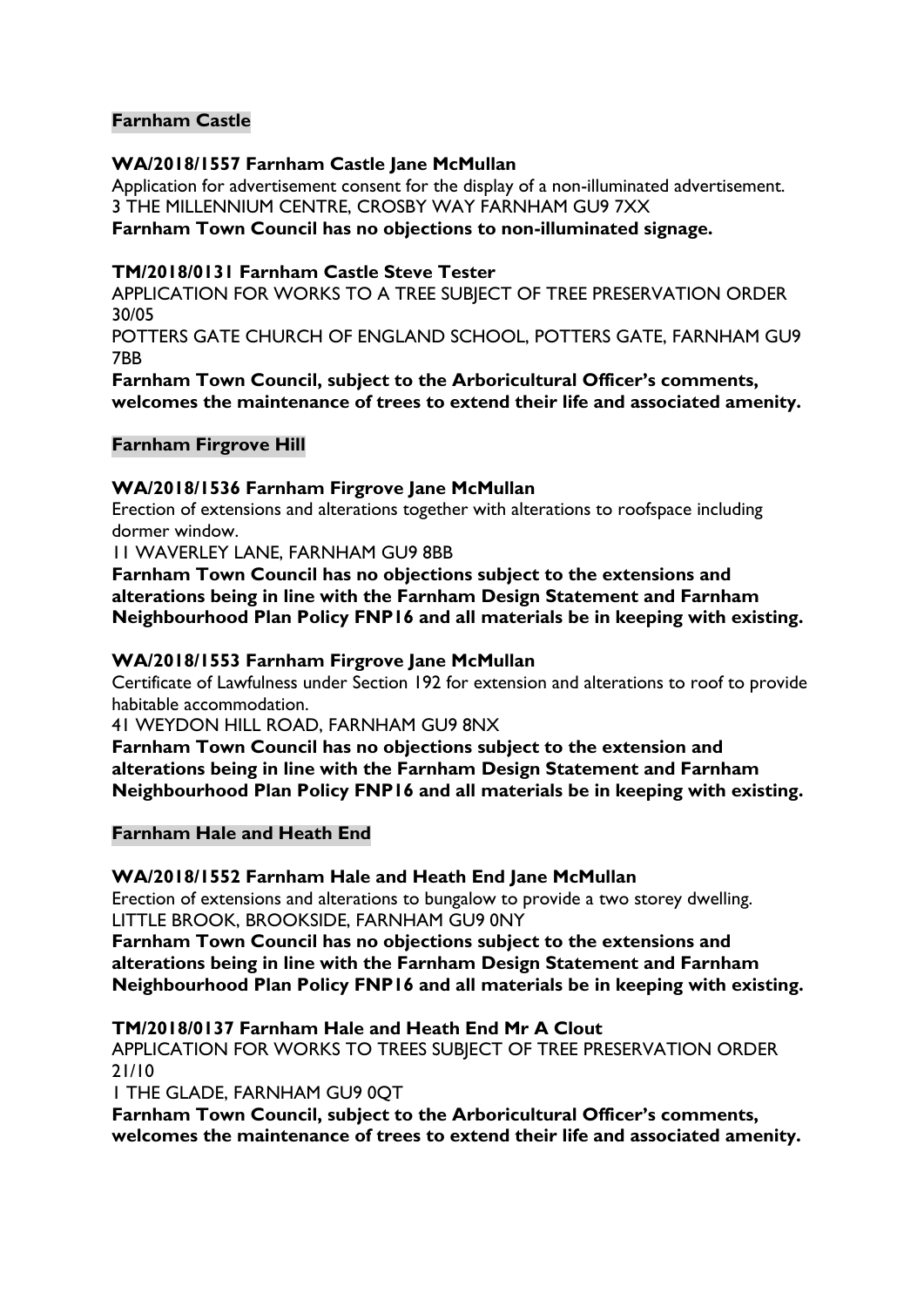## Farnham Castle

**WA/2018/1557 Farnham Castle Jane McMullan**

Application for advertisement consent for the display of a non-illuminated advertisement.
3 THE MILLENNIUM CENTRE, CROSBY WAY FARNHAM GU9 7XX

**Farnham Town Council has no objections to non-illuminated signage.**

**TM/2018/0131 Farnham Castle Steve Tester**

APPLICATION FOR WORKS TO A TREE SUBJECT OF TREE PRESERVATION ORDER 30/05
POTTERS GATE CHURCH OF ENGLAND SCHOOL, POTTERS GATE, FARNHAM GU9 7BB

**Farnham Town Council, subject to the Arboricultural Officer's comments, welcomes the maintenance of trees to extend their life and associated amenity.**

## Farnham Firgrove Hill

**WA/2018/1536 Farnham Firgrove Jane McMullan**

Erection of extensions and alterations together with alterations to roofspace including dormer window.
11 WAVERLEY LANE, FARNHAM GU9 8BB

**Farnham Town Council has no objections subject to the extensions and alterations being in line with the Farnham Design Statement and Farnham Neighbourhood Plan Policy FNP16 and all materials be in keeping with existing.**

**WA/2018/1553 Farnham Firgrove Jane McMullan**

Certificate of Lawfulness under Section 192 for extension and alterations to roof to provide habitable accommodation.
41 WEYDON HILL ROAD, FARNHAM GU9 8NX

**Farnham Town Council has no objections subject to the extension and alterations being in line with the Farnham Design Statement and Farnham Neighbourhood Plan Policy FNP16 and all materials be in keeping with existing.**

## Farnham Hale and Heath End

**WA/2018/1552 Farnham Hale and Heath End Jane McMullan**

Erection of extensions and alterations to bungalow to provide a two storey dwelling.
LITTLE BROOK, BROOKSIDE, FARNHAM GU9 0NY

**Farnham Town Council has no objections subject to the extensions and alterations being in line with the Farnham Design Statement and Farnham Neighbourhood Plan Policy FNP16 and all materials be in keeping with existing.**

**TM/2018/0137 Farnham Hale and Heath End Mr A Clout**

APPLICATION FOR WORKS TO TREES SUBJECT OF TREE PRESERVATION ORDER 21/10
1 THE GLADE, FARNHAM GU9 0QT

**Farnham Town Council, subject to the Arboricultural Officer's comments, welcomes the maintenance of trees to extend their life and associated amenity.**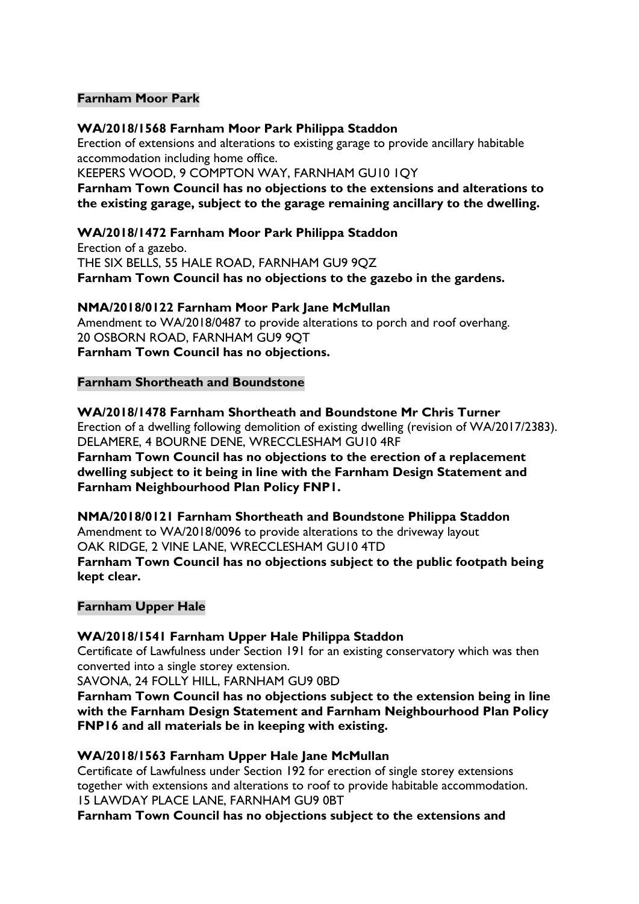## Farnham Moor Park

**WA/2018/1568 Farnham Moor Park Philippa Staddon**
Erection of extensions and alterations to existing garage to provide ancillary habitable accommodation including home office.
KEEPERS WOOD, 9 COMPTON WAY, FARNHAM GU10 1QY
**Farnham Town Council has no objections to the extensions and alterations to the existing garage, subject to the garage remaining ancillary to the dwelling.**

**WA/2018/1472 Farnham Moor Park Philippa Staddon**
Erection of a gazebo.
THE SIX BELLS, 55 HALE ROAD, FARNHAM GU9 9QZ
**Farnham Town Council has no objections to the gazebo in the gardens.**

**NMA/2018/0122 Farnham Moor Park Jane McMullan**
Amendment to WA/2018/0487 to provide alterations to porch and roof overhang.
20 OSBORN ROAD, FARNHAM GU9 9QT
**Farnham Town Council has no objections.**

## Farnham Shortheath and Boundstone

**WA/2018/1478 Farnham Shortheath and Boundstone Mr Chris Turner**
Erection of a dwelling following demolition of existing dwelling (revision of WA/2017/2383).
DELAMERE, 4 BOURNE DENE, WRECCLESHAM GU10 4RF
**Farnham Town Council has no objections to the erection of a replacement dwelling subject to it being in line with the Farnham Design Statement and Farnham Neighbourhood Plan Policy FNP1.**

**NMA/2018/0121 Farnham Shortheath and Boundstone Philippa Staddon**
Amendment to WA/2018/0096 to provide alterations to the driveway layout
OAK RIDGE, 2 VINE LANE, WRECCLESHAM GU10 4TD
**Farnham Town Council has no objections subject to the public footpath being kept clear.**

## Farnham Upper Hale

**WA/2018/1541 Farnham Upper Hale Philippa Staddon**
Certificate of Lawfulness under Section 191 for an existing conservatory which was then converted into a single storey extension.
SAVONA, 24 FOLLY HILL, FARNHAM GU9 0BD
**Farnham Town Council has no objections subject to the extension being in line with the Farnham Design Statement and Farnham Neighbourhood Plan Policy FNP16 and all materials be in keeping with existing.**

**WA/2018/1563 Farnham Upper Hale Jane McMullan**
Certificate of Lawfulness under Section 192 for erection of single storey extensions together with extensions and alterations to roof to provide habitable accommodation.
15 LAWDAY PLACE LANE, FARNHAM GU9 0BT
**Farnham Town Council has no objections subject to the extensions and**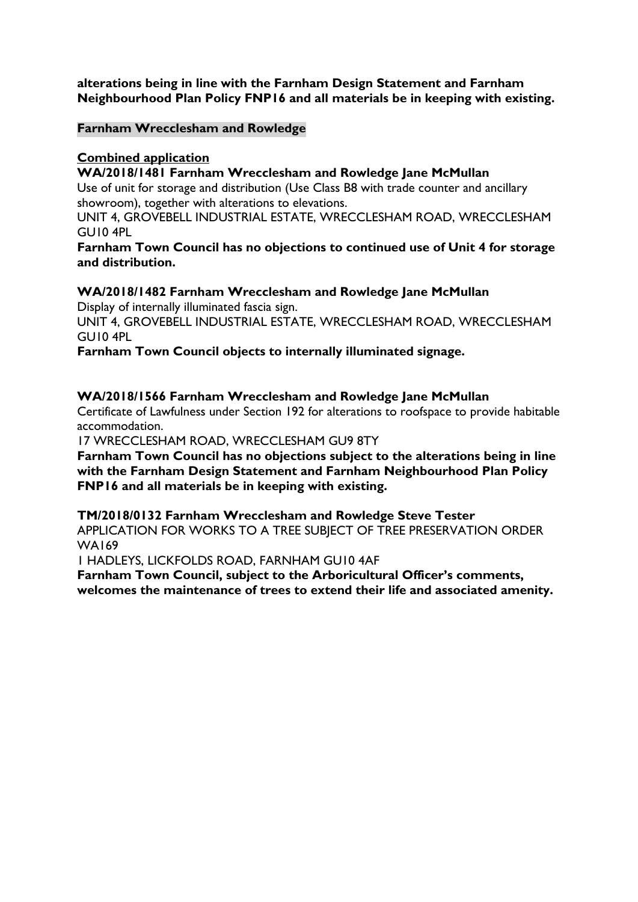**alterations being in line with the Farnham Design Statement and Farnham Neighbourhood Plan Policy FNP16 and all materials be in keeping with existing.**

**Farnham Wrecclesham and Rowledge**

**Combined application**

**WA/2018/1481 Farnham Wrecclesham and Rowledge Jane McMullan**

Use of unit for storage and distribution (Use Class B8 with trade counter and ancillary showroom), together with alterations to elevations.

UNIT 4, GROVEBELL INDUSTRIAL ESTATE, WRECCLESHAM ROAD, WRECCLESHAM GU10 4PL

**Farnham Town Council has no objections to continued use of Unit 4 for storage and distribution.**

**WA/2018/1482 Farnham Wrecclesham and Rowledge Jane McMullan**

Display of internally illuminated fascia sign.

UNIT 4, GROVEBELL INDUSTRIAL ESTATE, WRECCLESHAM ROAD, WRECCLESHAM GU10 4PL

**Farnham Town Council objects to internally illuminated signage.**

**WA/2018/1566 Farnham Wrecclesham and Rowledge Jane McMullan**

Certificate of Lawfulness under Section 192 for alterations to roofspace to provide habitable accommodation.

17 WRECCLESHAM ROAD, WRECCLESHAM GU9 8TY

**Farnham Town Council has no objections subject to the alterations being in line with the Farnham Design Statement and Farnham Neighbourhood Plan Policy FNP16 and all materials be in keeping with existing.**

**TM/2018/0132 Farnham Wrecclesham and Rowledge Steve Tester**

APPLICATION FOR WORKS TO A TREE SUBJECT OF TREE PRESERVATION ORDER WA169

1 HADLEYS, LICKFOLDS ROAD, FARNHAM GU10 4AF

**Farnham Town Council, subject to the Arboricultural Officer's comments, welcomes the maintenance of trees to extend their life and associated amenity.**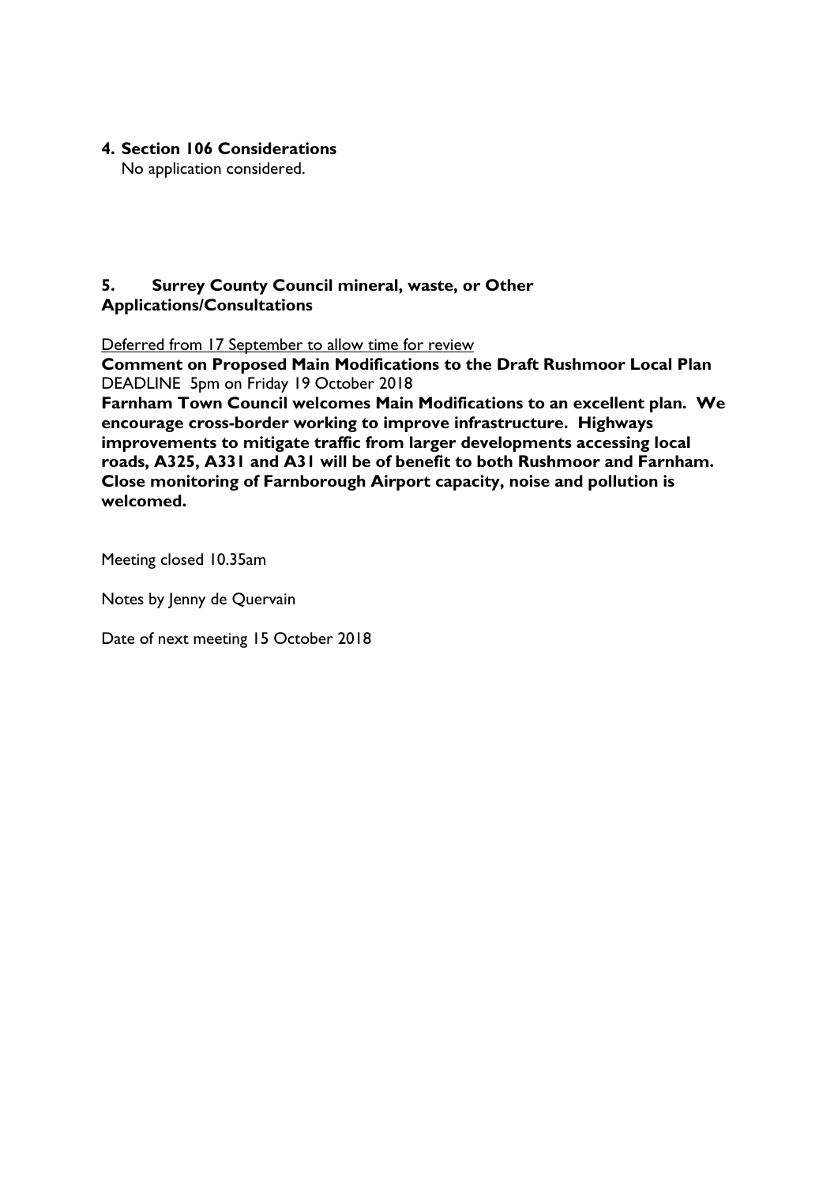## 4. Section 106 Considerations

No application considered.

## 5. Surrey County Council mineral, waste, or Other Applications/Consultations

Deferred from 17 September to allow time for review

**Comment on Proposed Main Modifications to the Draft Rushmoor Local Plan**
DEADLINE 5pm on Friday 19 October 2018

**Farnham Town Council welcomes Main Modifications to an excellent plan. We encourage cross-border working to improve infrastructure. Highways improvements to mitigate traffic from larger developments accessing local roads, A325, A331 and A31 will be of benefit to both Rushmoor and Farnham. Close monitoring of Farnborough Airport capacity, noise and pollution is welcomed.**

Meeting closed 10.35am

Notes by Jenny de Quervain

Date of next meeting 15 October 2018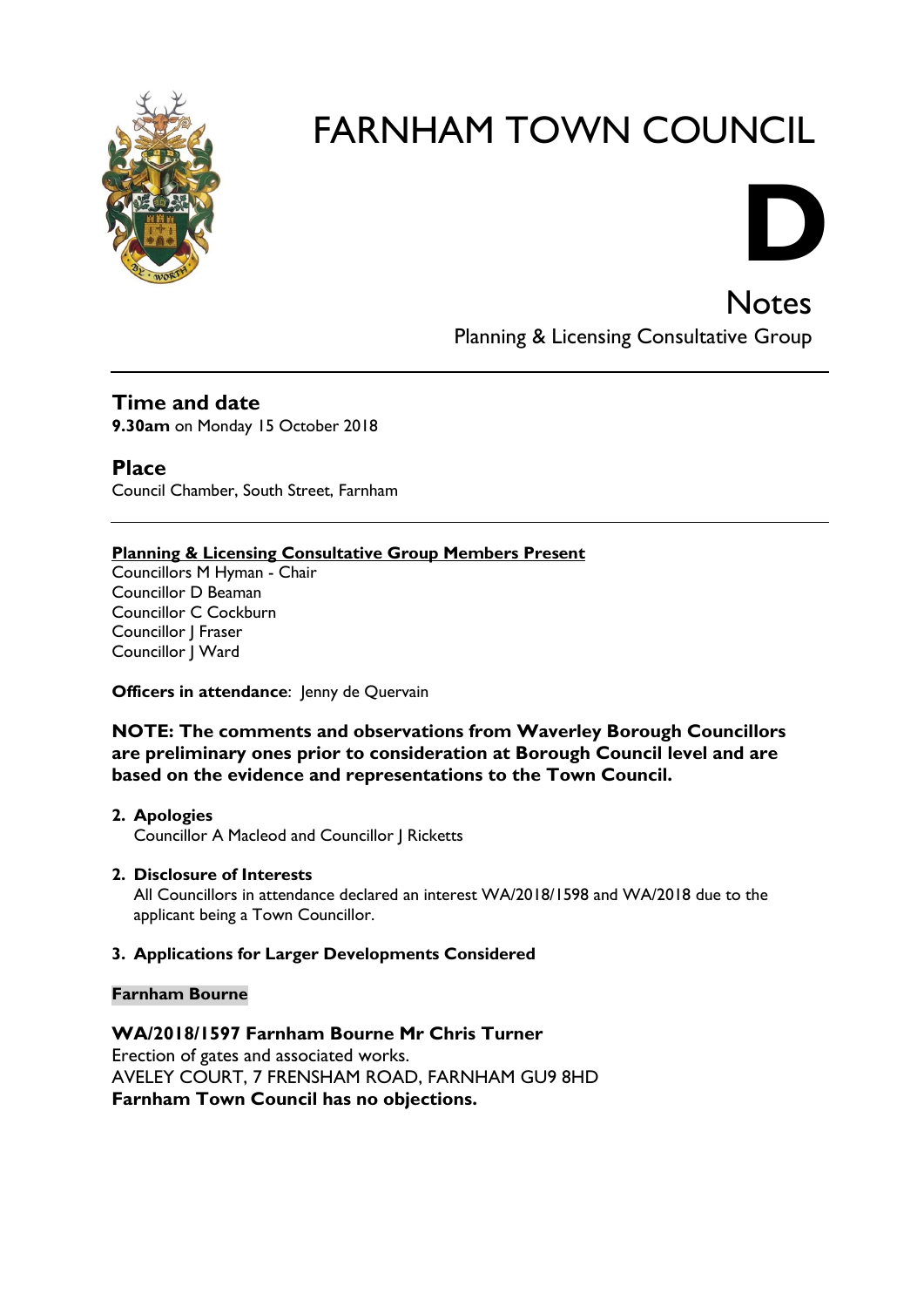# FARNHAM TOWN COUNCIL

**D**

## Notes

Planning & Licensing Consultative Group

---

## Time and date

**9.30am** on Monday 15 October 2018

## Place

Council Chamber, South Street, Farnham

---

**Planning & Licensing Consultative Group Members Present**

Councillors M Hyman - Chair
Councillor D Beaman
Councillor C Cockburn
Councillor J Fraser
Councillor J Ward

**Officers in attendance**: Jenny de Quervain

**NOTE: The comments and observations from Waverley Borough Councillors are preliminary ones prior to consideration at Borough Council level and are based on the evidence and representations to the Town Council.**

2. **Apologies**
   Councillor A Macleod and Councillor J Ricketts

2. **Disclosure of Interests**
   All Councillors in attendance declared an interest WA/2018/1598 and WA/2018 due to the applicant being a Town Councillor.

3. **Applications for Larger Developments Considered**

**Farnham Bourne**

**WA/2018/1597 Farnham Bourne Mr Chris Turner**
Erection of gates and associated works.
AVELEY COURT, 7 FRENSHAM ROAD, FARNHAM GU9 8HD
**Farnham Town Council has no objections.**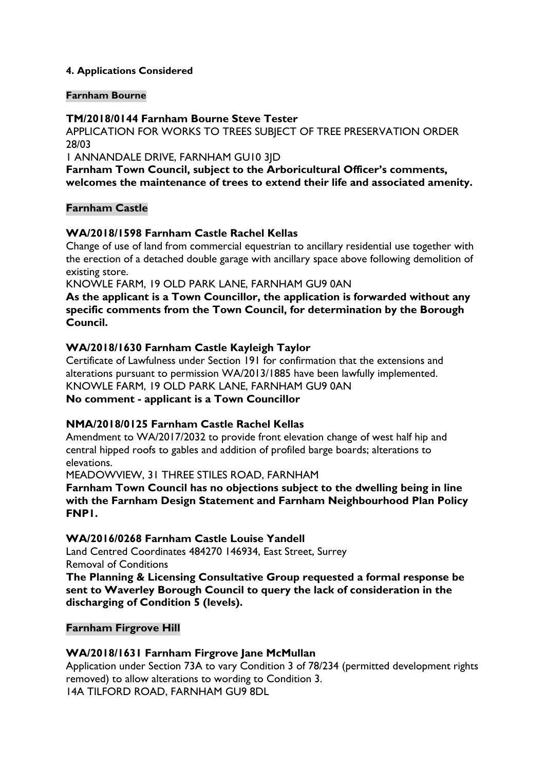#### 4. Applications Considered

**Farnham Bourne**

**TM/2018/0144 Farnham Bourne Steve Tester**
APPLICATION FOR WORKS TO TREES SUBJECT OF TREE PRESERVATION ORDER 28/03
1 ANNANDALE DRIVE, FARNHAM GU10 3JD
**Farnham Town Council, subject to the Arboricultural Officer's comments, welcomes the maintenance of trees to extend their life and associated amenity.**

**Farnham Castle**

**WA/2018/1598 Farnham Castle Rachel Kellas**
Change of use of land from commercial equestrian to ancillary residential use together with the erection of a detached double garage with ancillary space above following demolition of existing store.
KNOWLE FARM, 19 OLD PARK LANE, FARNHAM GU9 0AN
**As the applicant is a Town Councillor, the application is forwarded without any specific comments from the Town Council, for determination by the Borough Council.**

**WA/2018/1630 Farnham Castle Kayleigh Taylor**
Certificate of Lawfulness under Section 191 for confirmation that the extensions and alterations pursuant to permission WA/2013/1885 have been lawfully implemented.
KNOWLE FARM, 19 OLD PARK LANE, FARNHAM GU9 0AN
**No comment - applicant is a Town Councillor**

**NMA/2018/0125 Farnham Castle Rachel Kellas**
Amendment to WA/2017/2032 to provide front elevation change of west half hip and central hipped roofs to gables and addition of profiled barge boards; alterations to elevations.
MEADOWVIEW, 31 THREE STILES ROAD, FARNHAM
**Farnham Town Council has no objections subject to the dwelling being in line with the Farnham Design Statement and Farnham Neighbourhood Plan Policy FNP1.**

**WA/2016/0268 Farnham Castle Louise Yandell**
Land Centred Coordinates 484270 146934, East Street, Surrey
Removal of Conditions
**The Planning & Licensing Consultative Group requested a formal response be sent to Waverley Borough Council to query the lack of consideration in the discharging of Condition 5 (levels).**

**Farnham Firgrove Hill**

**WA/2018/1631 Farnham Firgrove Jane McMullan**
Application under Section 73A to vary Condition 3 of 78/234 (permitted development rights removed) to allow alterations to wording to Condition 3.
14A TILFORD ROAD, FARNHAM GU9 8DL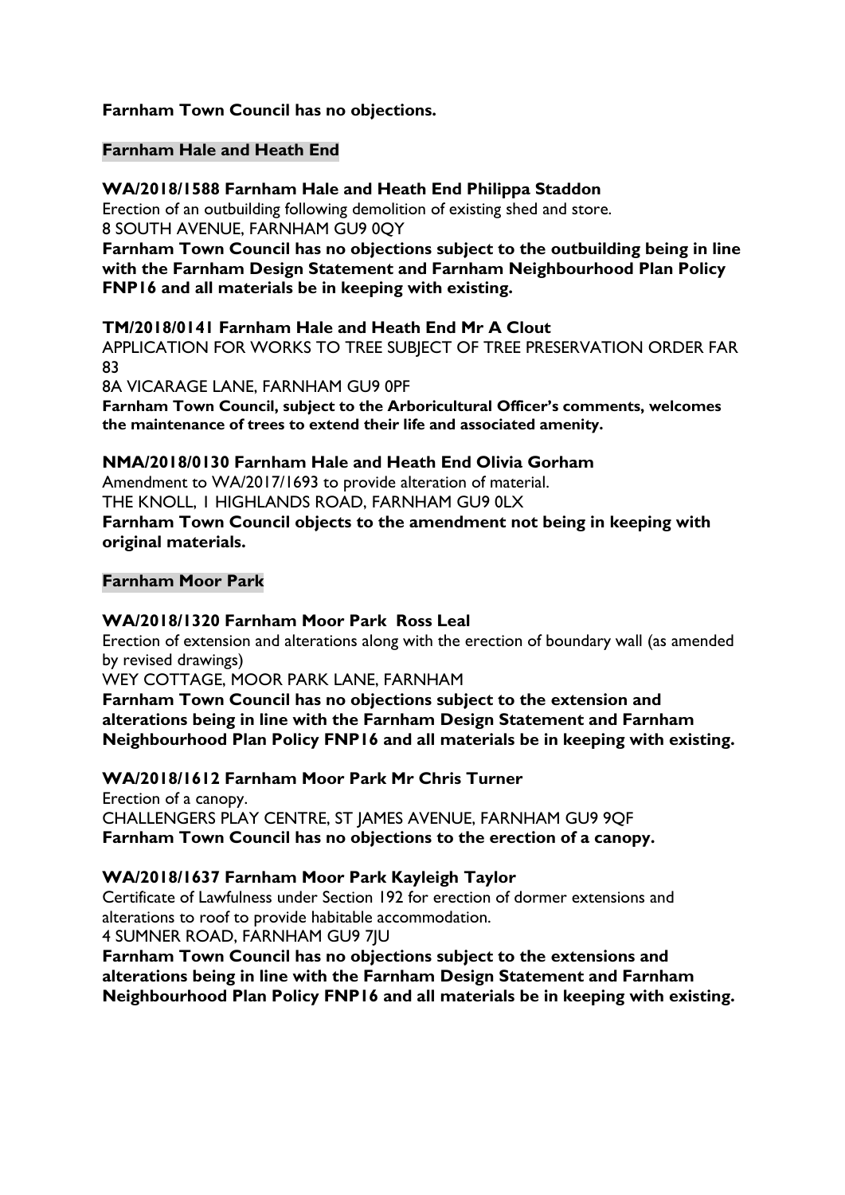**Farnham Town Council has no objections.**

## Farnham Hale and Heath End

**WA/2018/1588 Farnham Hale and Heath End Philippa Staddon**

Erection of an outbuilding following demolition of existing shed and store.
8 SOUTH AVENUE, FARNHAM GU9 0QY

**Farnham Town Council has no objections subject to the outbuilding being in line with the Farnham Design Statement and Farnham Neighbourhood Plan Policy FNP16 and all materials be in keeping with existing.**

**TM/2018/0141 Farnham Hale and Heath End Mr A Clout**

APPLICATION FOR WORKS TO TREE SUBJECT OF TREE PRESERVATION ORDER FAR 83
8A VICARAGE LANE, FARNHAM GU9 0PF

**Farnham Town Council, subject to the Arboricultural Officer's comments, welcomes the maintenance of trees to extend their life and associated amenity.**

**NMA/2018/0130 Farnham Hale and Heath End Olivia Gorham**

Amendment to WA/2017/1693 to provide alteration of material.
THE KNOLL, 1 HIGHLANDS ROAD, FARNHAM GU9 0LX

**Farnham Town Council objects to the amendment not being in keeping with original materials.**

## Farnham Moor Park

**WA/2018/1320 Farnham Moor Park Ross Leal**

Erection of extension and alterations along with the erection of boundary wall (as amended by revised drawings)
WEY COTTAGE, MOOR PARK LANE, FARNHAM

**Farnham Town Council has no objections subject to the extension and alterations being in line with the Farnham Design Statement and Farnham Neighbourhood Plan Policy FNP16 and all materials be in keeping with existing.**

**WA/2018/1612 Farnham Moor Park Mr Chris Turner**

Erection of a canopy.
CHALLENGERS PLAY CENTRE, ST JAMES AVENUE, FARNHAM GU9 9QF

**Farnham Town Council has no objections to the erection of a canopy.**

**WA/2018/1637 Farnham Moor Park Kayleigh Taylor**

Certificate of Lawfulness under Section 192 for erection of dormer extensions and alterations to roof to provide habitable accommodation.
4 SUMNER ROAD, FARNHAM GU9 7JU

**Farnham Town Council has no objections subject to the extensions and alterations being in line with the Farnham Design Statement and Farnham Neighbourhood Plan Policy FNP16 and all materials be in keeping with existing.**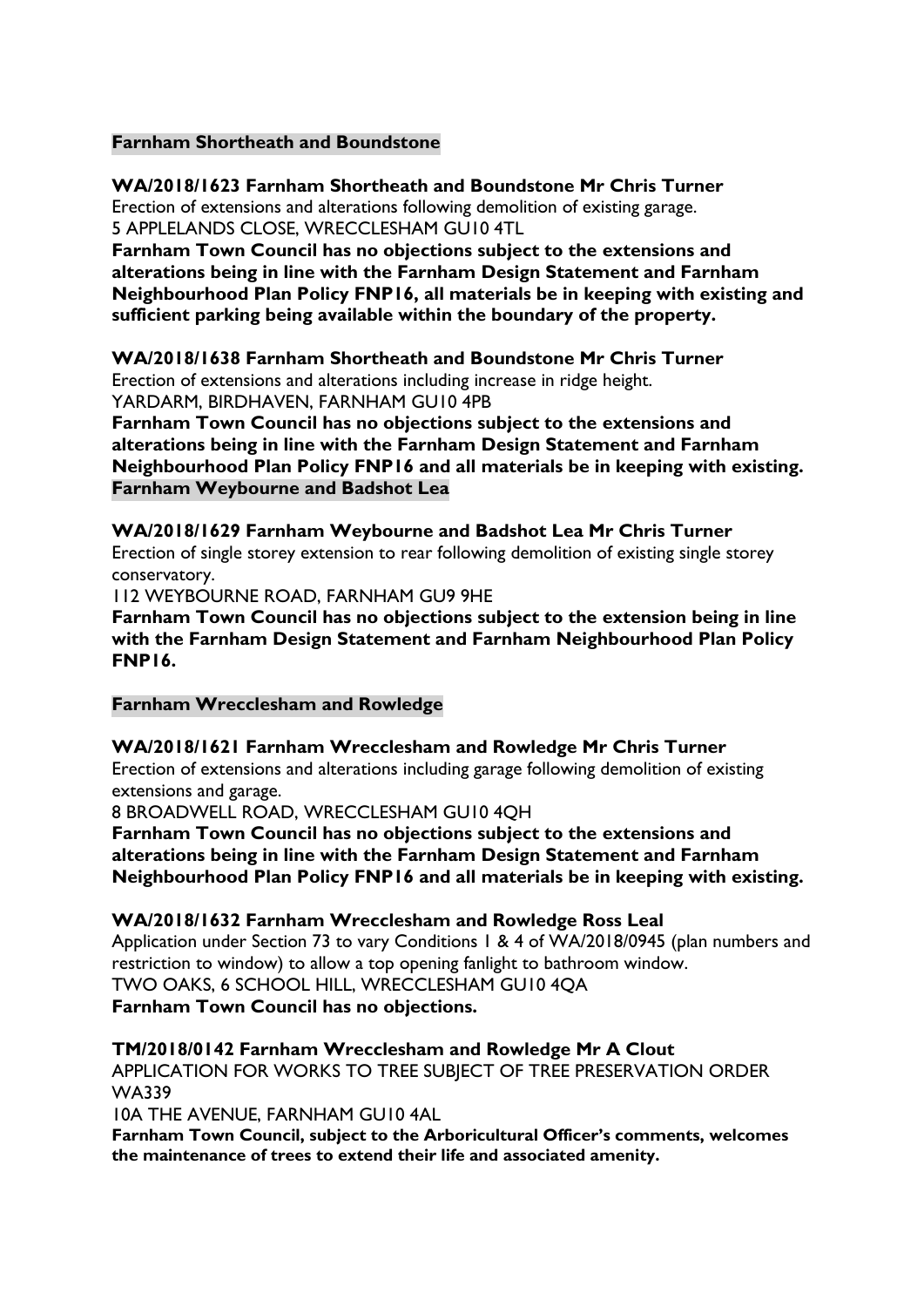## Farnham Shortheath and Boundstone

**WA/2018/1623 Farnham Shortheath and Boundstone Mr Chris Turner**
Erection of extensions and alterations following demolition of existing garage.
5 APPLELANDS CLOSE, WRECCLESHAM GU10 4TL
**Farnham Town Council has no objections subject to the extensions and alterations being in line with the Farnham Design Statement and Farnham Neighbourhood Plan Policy FNP16, all materials be in keeping with existing and sufficient parking being available within the boundary of the property.**

**WA/2018/1638 Farnham Shortheath and Boundstone Mr Chris Turner**
Erection of extensions and alterations including increase in ridge height.
YARDARM, BIRDHAVEN, FARNHAM GU10 4PB
**Farnham Town Council has no objections subject to the extensions and alterations being in line with the Farnham Design Statement and Farnham Neighbourhood Plan Policy FNP16 and all materials be in keeping with existing.**

## Farnham Weybourne and Badshot Lea

**WA/2018/1629 Farnham Weybourne and Badshot Lea Mr Chris Turner**
Erection of single storey extension to rear following demolition of existing single storey conservatory.
112 WEYBOURNE ROAD, FARNHAM GU9 9HE
**Farnham Town Council has no objections subject to the extension being in line with the Farnham Design Statement and Farnham Neighbourhood Plan Policy FNP16.**

## Farnham Wrecclesham and Rowledge

**WA/2018/1621 Farnham Wrecclesham and Rowledge Mr Chris Turner**
Erection of extensions and alterations including garage following demolition of existing extensions and garage.
8 BROADWELL ROAD, WRECCLESHAM GU10 4QH
**Farnham Town Council has no objections subject to the extensions and alterations being in line with the Farnham Design Statement and Farnham Neighbourhood Plan Policy FNP16 and all materials be in keeping with existing.**

**WA/2018/1632 Farnham Wrecclesham and Rowledge Ross Leal**
Application under Section 73 to vary Conditions 1 & 4 of WA/2018/0945 (plan numbers and restriction to window) to allow a top opening fanlight to bathroom window.
TWO OAKS, 6 SCHOOL HILL, WRECCLESHAM GU10 4QA
**Farnham Town Council has no objections.**

**TM/2018/0142 Farnham Wrecclesham and Rowledge Mr A Clout**
APPLICATION FOR WORKS TO TREE SUBJECT OF TREE PRESERVATION ORDER WA339
10A THE AVENUE, FARNHAM GU10 4AL
**Farnham Town Council, subject to the Arboricultural Officer's comments, welcomes the maintenance of trees to extend their life and associated amenity.**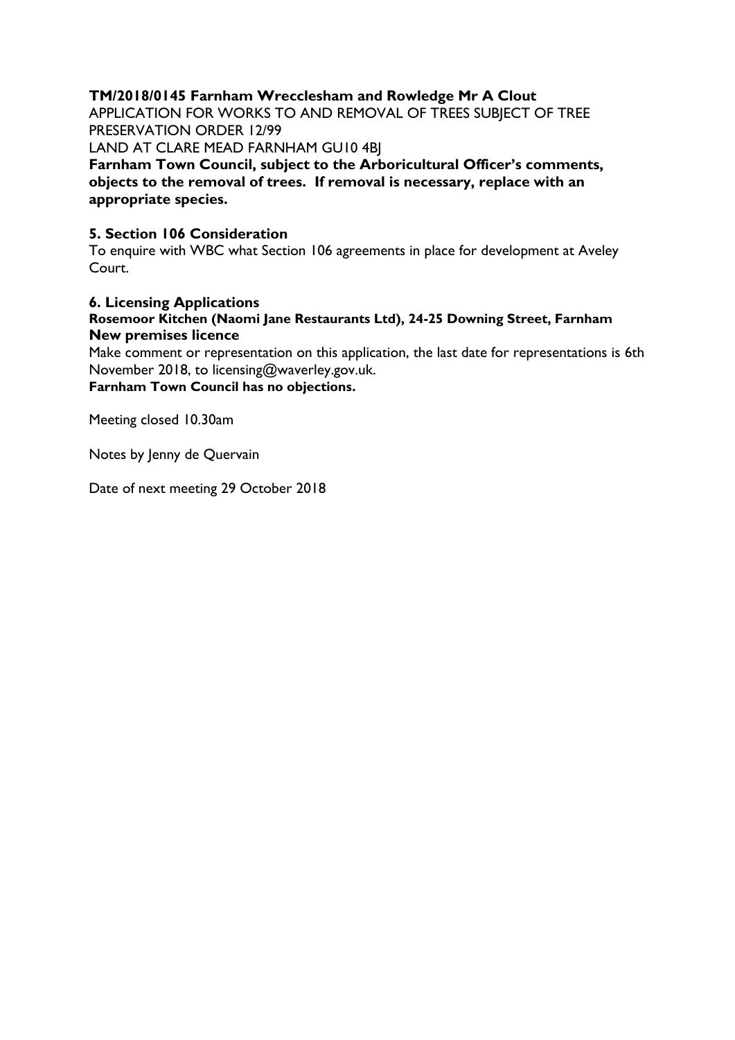**TM/2018/0145 Farnham Wrecclesham and Rowledge Mr A Clout**
APPLICATION FOR WORKS TO AND REMOVAL OF TREES SUBJECT OF TREE PRESERVATION ORDER 12/99
LAND AT CLARE MEAD FARNHAM GU10 4BJ
**Farnham Town Council, subject to the Arboricultural Officer's comments, objects to the removal of trees. If removal is necessary, replace with an appropriate species.**

## 5. Section 106 Consideration

To enquire with WBC what Section 106 agreements in place for development at Aveley Court.

## 6. Licensing Applications

**Rosemoor Kitchen (Naomi Jane Restaurants Ltd), 24-25 Downing Street, Farnham**
**New premises licence**
Make comment or representation on this application, the last date for representations is 6th November 2018, to licensing@waverley.gov.uk.
**Farnham Town Council has no objections.**

Meeting closed 10.30am

Notes by Jenny de Quervain

Date of next meeting 29 October 2018